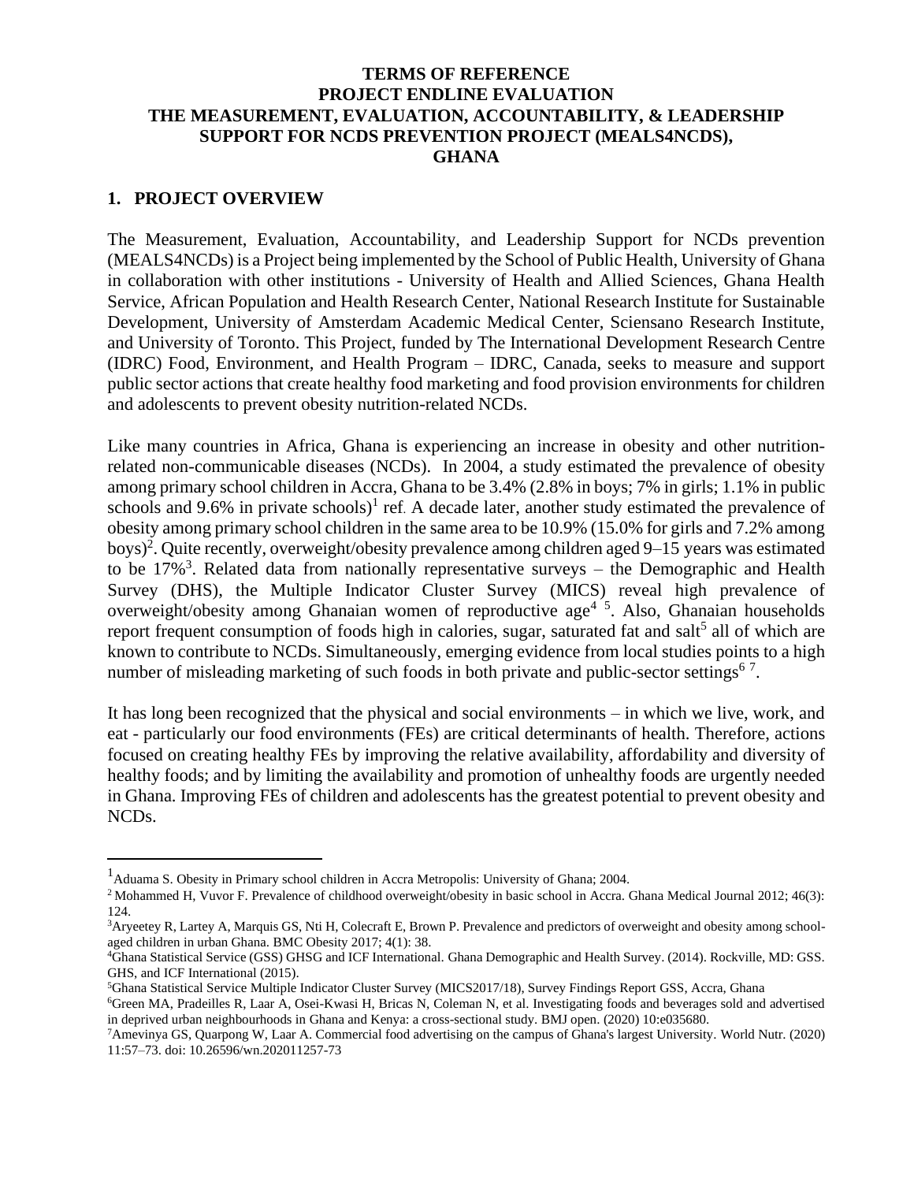**TERMS OF REFERENCE**
**PROJECT ENDLINE EVALUATION**
**THE MEASUREMENT, EVALUATION, ACCOUNTABILITY, & LEADERSHIP SUPPORT FOR NCDS PREVENTION PROJECT (MEALS4NCDS), GHANA**

## 1. PROJECT OVERVIEW

The Measurement, Evaluation, Accountability, and Leadership Support for NCDs prevention (MEALS4NCDs) is a Project being implemented by the School of Public Health, University of Ghana in collaboration with other institutions - University of Health and Allied Sciences, Ghana Health Service, African Population and Health Research Center, National Research Institute for Sustainable Development, University of Amsterdam Academic Medical Center, Sciensano Research Institute, and University of Toronto. This Project, funded by The International Development Research Centre (IDRC) Food, Environment, and Health Program – IDRC, Canada, seeks to measure and support public sector actions that create healthy food marketing and food provision environments for children and adolescents to prevent obesity nutrition-related NCDs.

Like many countries in Africa, Ghana is experiencing an increase in obesity and other nutrition-related non-communicable diseases (NCDs). In 2004, a study estimated the prevalence of obesity among primary school children in Accra, Ghana to be 3.4% (2.8% in boys; 7% in girls; 1.1% in public schools and 9.6% in private schools)[1] ref. A decade later, another study estimated the prevalence of obesity among primary school children in the same area to be 10.9% (15.0% for girls and 7.2% among boys)[2]. Quite recently, overweight/obesity prevalence among children aged 9–15 years was estimated to be 17%[3]. Related data from nationally representative surveys – the Demographic and Health Survey (DHS), the Multiple Indicator Cluster Survey (MICS) reveal high prevalence of overweight/obesity among Ghanaian women of reproductive age[4][5]. Also, Ghanaian households report frequent consumption of foods high in calories, sugar, saturated fat and salt[5] all of which are known to contribute to NCDs. Simultaneously, emerging evidence from local studies points to a high number of misleading marketing of such foods in both private and public-sector settings[6][7].

It has long been recognized that the physical and social environments – in which we live, work, and eat - particularly our food environments (FEs) are critical determinants of health. Therefore, actions focused on creating healthy FEs by improving the relative availability, affordability and diversity of healthy foods; and by limiting the availability and promotion of unhealthy foods are urgently needed in Ghana. Improving FEs of children and adolescents has the greatest potential to prevent obesity and NCDs.

---

[1] Aduama S. Obesity in Primary school children in Accra Metropolis: University of Ghana; 2004.

[2] Mohammed H, Vuvor F. Prevalence of childhood overweight/obesity in basic school in Accra. Ghana Medical Journal 2012; 46(3): 124.

[3] Aryeetey R, Lartey A, Marquis GS, Nti H, Colecraft E, Brown P. Prevalence and predictors of overweight and obesity among school-aged children in urban Ghana. BMC Obesity 2017; 4(1): 38.

[4] Ghana Statistical Service (GSS) GHSG and ICF International. Ghana Demographic and Health Survey. (2014). Rockville, MD: GSS. GHS, and ICF International (2015).

[5] Ghana Statistical Service Multiple Indicator Cluster Survey (MICS2017/18), Survey Findings Report GSS, Accra, Ghana

[6] Green MA, Pradeilles R, Laar A, Osei-Kwasi H, Bricas N, Coleman N, et al. Investigating foods and beverages sold and advertised in deprived urban neighbourhoods in Ghana and Kenya: a cross-sectional study. BMJ open. (2020) 10:e035680.

[7] Amevinya GS, Quarpong W, Laar A. Commercial food advertising on the campus of Ghana's largest University. World Nutr. (2020) 11:57–73. doi: 10.26596/wn.202011257-73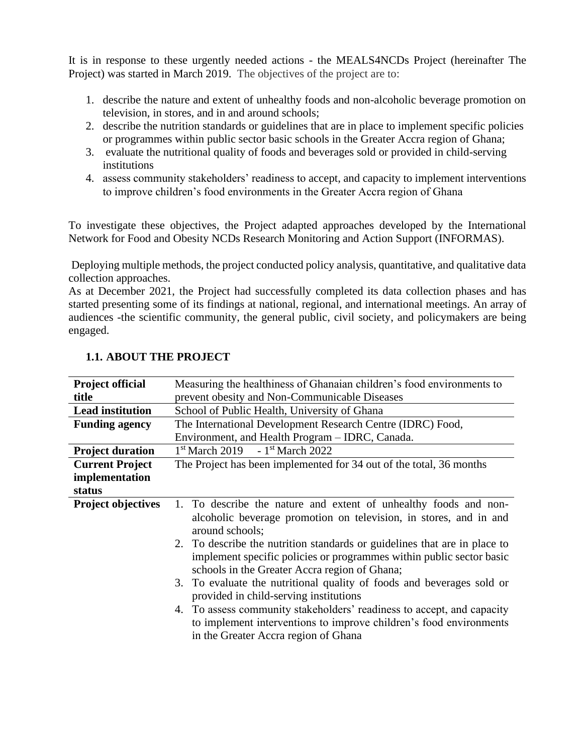It is in response to these urgently needed actions - the MEALS4NCDs Project (hereinafter The Project) was started in March 2019. The objectives of the project are to:

1. describe the nature and extent of unhealthy foods and non-alcoholic beverage promotion on television, in stores, and in and around schools;
2. describe the nutrition standards or guidelines that are in place to implement specific policies or programmes within public sector basic schools in the Greater Accra region of Ghana;
3. evaluate the nutritional quality of foods and beverages sold or provided in child-serving institutions
4. assess community stakeholders' readiness to accept, and capacity to implement interventions to improve children's food environments in the Greater Accra region of Ghana

To investigate these objectives, the Project adapted approaches developed by the International Network for Food and Obesity NCDs Research Monitoring and Action Support (INFORMAS).

Deploying multiple methods, the project conducted policy analysis, quantitative, and qualitative data collection approaches.

As at December 2021, the Project had successfully completed its data collection phases and has started presenting some of its findings at national, regional, and international meetings. An array of audiences -the scientific community, the general public, civil society, and policymakers are being engaged.

## 1.1. ABOUT THE PROJECT

| | |
|---|---|
| **Project official title** | Measuring the healthiness of Ghanaian children's food environments to prevent obesity and Non-Communicable Diseases |
| **Lead institution** | School of Public Health, University of Ghana |
| **Funding agency** | The International Development Research Centre (IDRC) Food, Environment, and Health Program – IDRC, Canada. |
| **Project duration** | 1st March 2019 - 1st March 2022 |
| **Current Project implementation status** | The Project has been implemented for 34 out of the total, 36 months |
| **Project objectives** | 1. To describe the nature and extent of unhealthy foods and non-alcoholic beverage promotion on television, in stores, and in and around schools; 2. To describe the nutrition standards or guidelines that are in place to implement specific policies or programmes within public sector basic schools in the Greater Accra region of Ghana; 3. To evaluate the nutritional quality of foods and beverages sold or provided in child-serving institutions 4. To assess community stakeholders' readiness to accept, and capacity to implement interventions to improve children's food environments in the Greater Accra region of Ghana |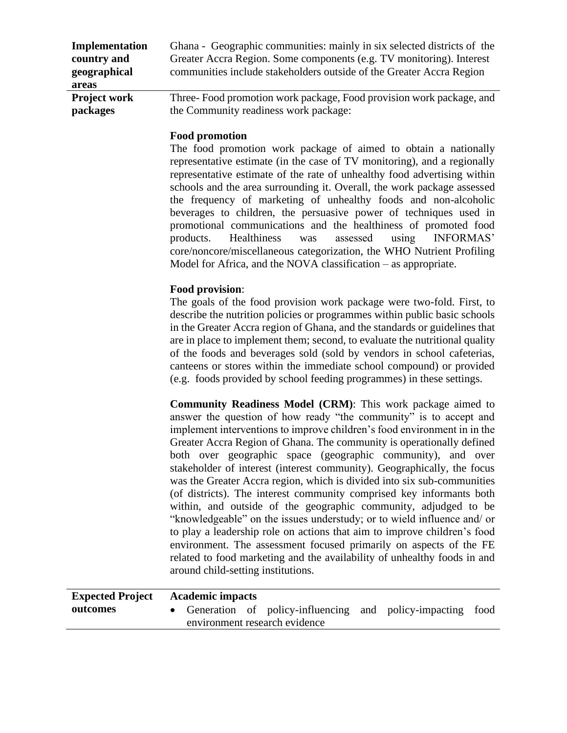| | |
|---|---|
| **Implementation country and geographical areas** | Ghana - Geographic communities: mainly in six selected districts of the Greater Accra Region. Some components (e.g. TV monitoring). Interest communities include stakeholders outside of the Greater Accra Region |
| **Project work packages** | Three- Food promotion work package, Food provision work package, and the Community readiness work package:<br><br>**Food promotion**<br>The food promotion work package of aimed to obtain a nationally representative estimate (in the case of TV monitoring), and a regionally representative estimate of the rate of unhealthy food advertising within schools and the area surrounding it. Overall, the work package assessed the frequency of marketing of unhealthy foods and non-alcoholic beverages to children, the persuasive power of techniques used in promotional communications and the healthiness of promoted food products. Healthiness was assessed using INFORMAS' core/noncore/miscellaneous categorization, the WHO Nutrient Profiling Model for Africa, and the NOVA classification – as appropriate.<br><br>**Food provision**:<br>The goals of the food provision work package were two-fold. First, to describe the nutrition policies or programmes within public basic schools in the Greater Accra region of Ghana, and the standards or guidelines that are in place to implement them; second, to evaluate the nutritional quality of the foods and beverages sold (sold by vendors in school cafeterias, canteens or stores within the immediate school compound) or provided (e.g. foods provided by school feeding programmes) in these settings.<br><br>**Community Readiness Model (CRM)**: This work package aimed to answer the question of how ready "the community" is to accept and implement interventions to improve children's food environment in in the Greater Accra Region of Ghana. The community is operationally defined both over geographic space (geographic community), and over stakeholder of interest (interest community). Geographically, the focus was the Greater Accra region, which is divided into six sub-communities (of districts). The interest community comprised key informants both within, and outside of the geographic community, adjudged to be "knowledgeable" on the issues understudy; or to wield influence and/ or to play a leadership role on actions that aim to improve children's food environment. The assessment focused primarily on aspects of the FE related to food marketing and the availability of unhealthy foods in and around child-setting institutions. |
| **Expected Project outcomes** | **Academic impacts**<br>• Generation of policy-influencing and policy-impacting food environment research evidence |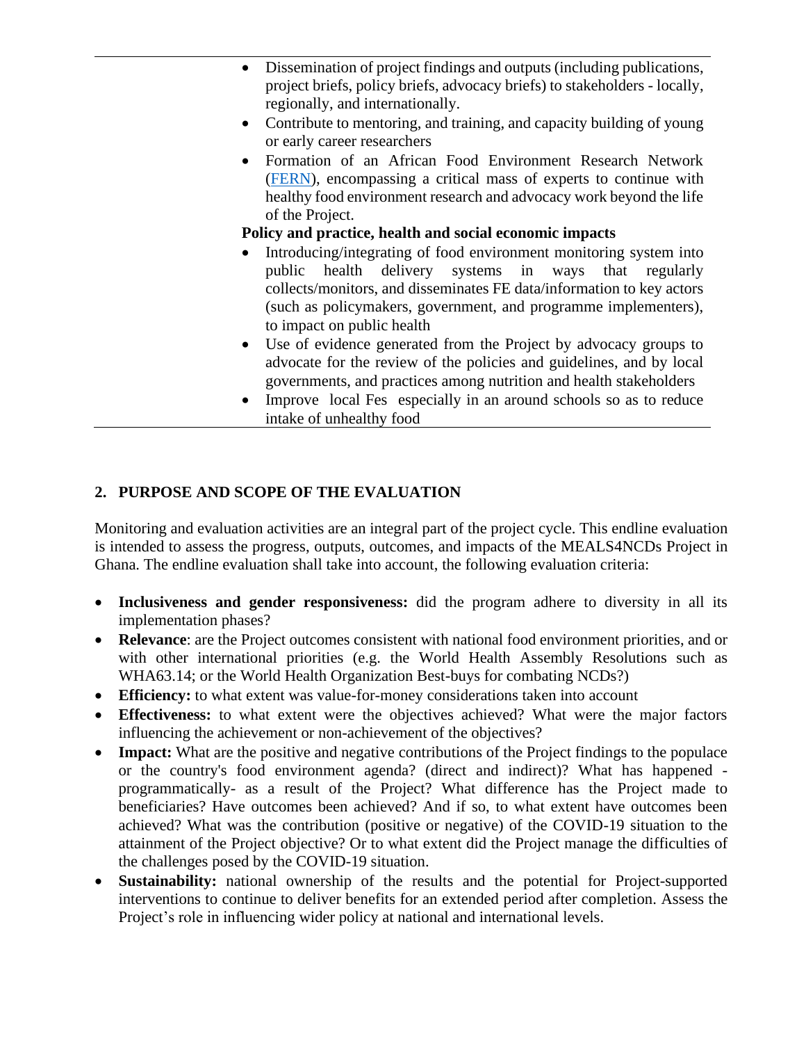| | |
|---|---|
| | • Dissemination of project findings and outputs (including publications, project briefs, policy briefs, advocacy briefs) to stakeholders - locally, regionally, and internationally.<br>• Contribute to mentoring, and training, and capacity building of young or early career researchers<br>• Formation of an African Food Environment Research Network (FERN), encompassing a critical mass of experts to continue with healthy food environment research and advocacy work beyond the life of the Project.<br>**Policy and practice, health and social economic impacts**<br>• Introducing/integrating of food environment monitoring system into public health delivery systems in ways that regularly collects/monitors, and disseminates FE data/information to key actors (such as policymakers, government, and programme implementers), to impact on public health<br>• Use of evidence generated from the Project by advocacy groups to advocate for the review of the policies and guidelines, and by local governments, and practices among nutrition and health stakeholders<br>• Improve local Fes especially in an around schools so as to reduce intake of unhealthy food |

## 2. PURPOSE AND SCOPE OF THE EVALUATION

Monitoring and evaluation activities are an integral part of the project cycle. This endline evaluation is intended to assess the progress, outputs, outcomes, and impacts of the MEALS4NCDs Project in Ghana. The endline evaluation shall take into account, the following evaluation criteria:

- **Inclusiveness and gender responsiveness:** did the program adhere to diversity in all its implementation phases?
- **Relevance**: are the Project outcomes consistent with national food environment priorities, and or with other international priorities (e.g. the World Health Assembly Resolutions such as WHA63.14; or the World Health Organization Best-buys for combating NCDs?)
- **Efficiency:** to what extent was value-for-money considerations taken into account
- **Effectiveness:** to what extent were the objectives achieved? What were the major factors influencing the achievement or non-achievement of the objectives?
- **Impact:** What are the positive and negative contributions of the Project findings to the populace or the country's food environment agenda? (direct and indirect)? What has happened - programmatically- as a result of the Project? What difference has the Project made to beneficiaries? Have outcomes been achieved? And if so, to what extent have outcomes been achieved? What was the contribution (positive or negative) of the COVID-19 situation to the attainment of the Project objective? Or to what extent did the Project manage the difficulties of the challenges posed by the COVID-19 situation.
- **Sustainability:** national ownership of the results and the potential for Project-supported interventions to continue to deliver benefits for an extended period after completion. Assess the Project's role in influencing wider policy at national and international levels.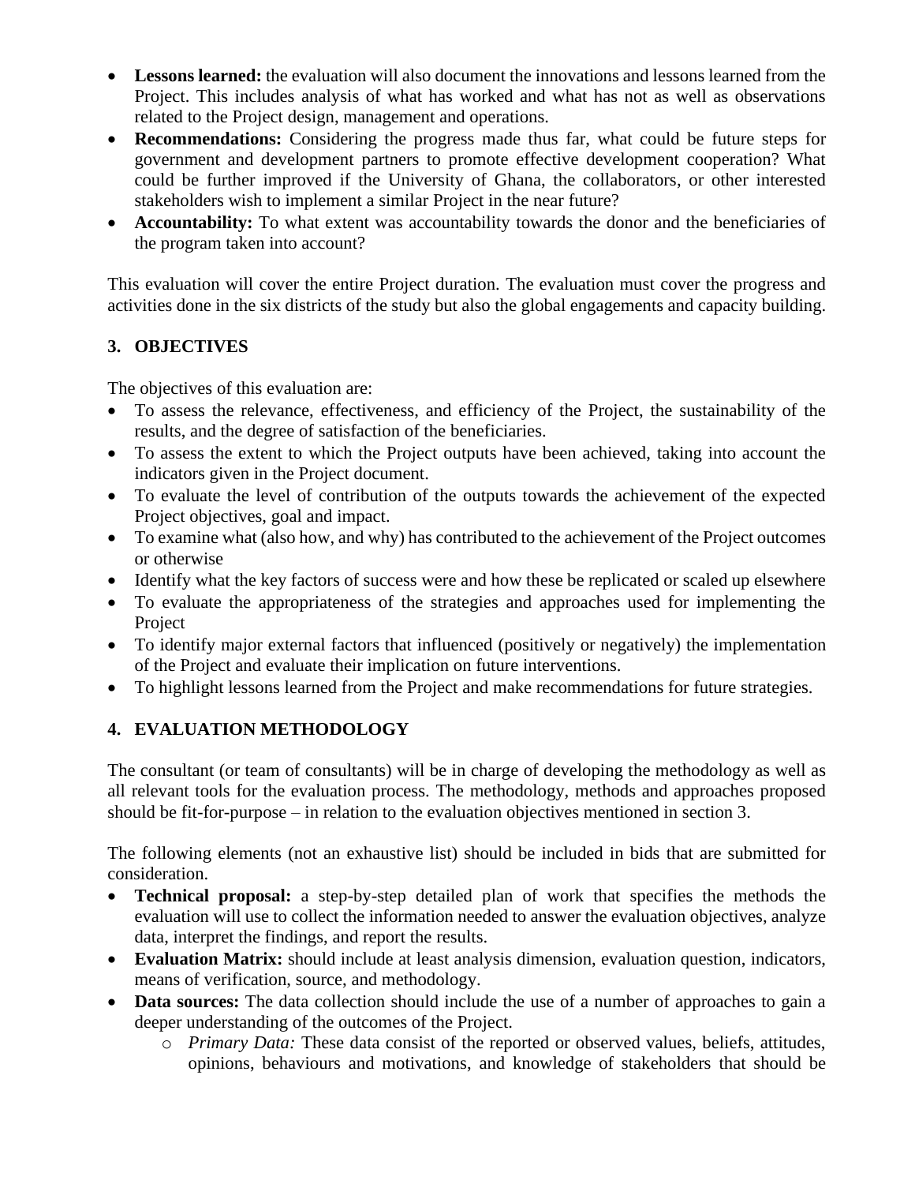- **Lessons learned:** the evaluation will also document the innovations and lessons learned from the Project. This includes analysis of what has worked and what has not as well as observations related to the Project design, management and operations.
- **Recommendations:** Considering the progress made thus far, what could be future steps for government and development partners to promote effective development cooperation? What could be further improved if the University of Ghana, the collaborators, or other interested stakeholders wish to implement a similar Project in the near future?
- **Accountability:** To what extent was accountability towards the donor and the beneficiaries of the program taken into account?

This evaluation will cover the entire Project duration. The evaluation must cover the progress and activities done in the six districts of the study but also the global engagements and capacity building.

## 3. OBJECTIVES

The objectives of this evaluation are:

- To assess the relevance, effectiveness, and efficiency of the Project, the sustainability of the results, and the degree of satisfaction of the beneficiaries.
- To assess the extent to which the Project outputs have been achieved, taking into account the indicators given in the Project document.
- To evaluate the level of contribution of the outputs towards the achievement of the expected Project objectives, goal and impact.
- To examine what (also how, and why) has contributed to the achievement of the Project outcomes or otherwise
- Identify what the key factors of success were and how these be replicated or scaled up elsewhere
- To evaluate the appropriateness of the strategies and approaches used for implementing the Project
- To identify major external factors that influenced (positively or negatively) the implementation of the Project and evaluate their implication on future interventions.
- To highlight lessons learned from the Project and make recommendations for future strategies.

## 4. EVALUATION METHODOLOGY

The consultant (or team of consultants) will be in charge of developing the methodology as well as all relevant tools for the evaluation process. The methodology, methods and approaches proposed should be fit-for-purpose – in relation to the evaluation objectives mentioned in section 3.

The following elements (not an exhaustive list) should be included in bids that are submitted for consideration.

- **Technical proposal:** a step-by-step detailed plan of work that specifies the methods the evaluation will use to collect the information needed to answer the evaluation objectives, analyze data, interpret the findings, and report the results.
- **Evaluation Matrix:** should include at least analysis dimension, evaluation question, indicators, means of verification, source, and methodology.
- **Data sources:** The data collection should include the use of a number of approaches to gain a deeper understanding of the outcomes of the Project.
  - *Primary Data:* These data consist of the reported or observed values, beliefs, attitudes, opinions, behaviours and motivations, and knowledge of stakeholders that should be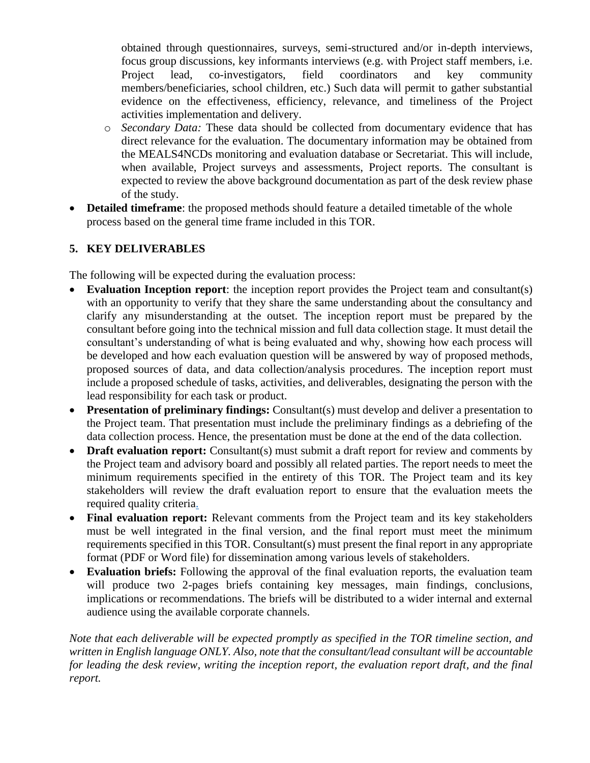obtained through questionnaires, surveys, semi-structured and/or in-depth interviews, focus group discussions, key informants interviews (e.g. with Project staff members, i.e. Project lead, co-investigators, field coordinators and key community members/beneficiaries, school children, etc.) Such data will permit to gather substantial evidence on the effectiveness, efficiency, relevance, and timeliness of the Project activities implementation and delivery.

  - *Secondary Data:* These data should be collected from documentary evidence that has direct relevance for the evaluation. The documentary information may be obtained from the MEALS4NCDs monitoring and evaluation database or Secretariat. This will include, when available, Project surveys and assessments, Project reports. The consultant is expected to review the above background documentation as part of the desk review phase of the study.

- **Detailed timeframe**: the proposed methods should feature a detailed timetable of the whole process based on the general time frame included in this TOR.

## 5. KEY DELIVERABLES

The following will be expected during the evaluation process:

- **Evaluation Inception report**: the inception report provides the Project team and consultant(s) with an opportunity to verify that they share the same understanding about the consultancy and clarify any misunderstanding at the outset. The inception report must be prepared by the consultant before going into the technical mission and full data collection stage. It must detail the consultant's understanding of what is being evaluated and why, showing how each process will be developed and how each evaluation question will be answered by way of proposed methods, proposed sources of data, and data collection/analysis procedures. The inception report must include a proposed schedule of tasks, activities, and deliverables, designating the person with the lead responsibility for each task or product.
- **Presentation of preliminary findings:** Consultant(s) must develop and deliver a presentation to the Project team. That presentation must include the preliminary findings as a debriefing of the data collection process. Hence, the presentation must be done at the end of the data collection.
- **Draft evaluation report:** Consultant(s) must submit a draft report for review and comments by the Project team and advisory board and possibly all related parties. The report needs to meet the minimum requirements specified in the entirety of this TOR. The Project team and its key stakeholders will review the draft evaluation report to ensure that the evaluation meets the required quality criteria.
- **Final evaluation report:** Relevant comments from the Project team and its key stakeholders must be well integrated in the final version, and the final report must meet the minimum requirements specified in this TOR. Consultant(s) must present the final report in any appropriate format (PDF or Word file) for dissemination among various levels of stakeholders.
- **Evaluation briefs:** Following the approval of the final evaluation reports, the evaluation team will produce two 2-pages briefs containing key messages, main findings, conclusions, implications or recommendations. The briefs will be distributed to a wider internal and external audience using the available corporate channels.

*Note that each deliverable will be expected promptly as specified in the TOR timeline section, and written in English language ONLY. Also, note that the consultant/lead consultant will be accountable for leading the desk review, writing the inception report, the evaluation report draft, and the final report.*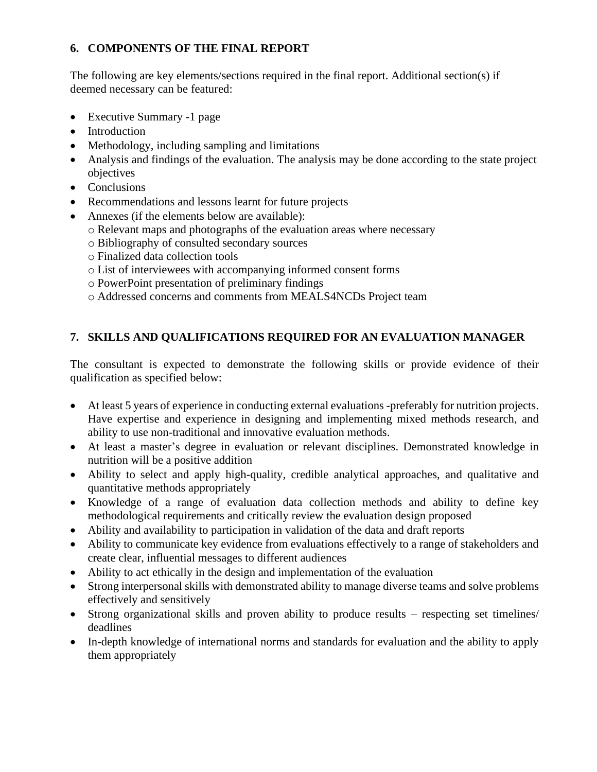## 6. COMPONENTS OF THE FINAL REPORT

The following are key elements/sections required in the final report. Additional section(s) if deemed necessary can be featured:

- Executive Summary -1 page
- Introduction
- Methodology, including sampling and limitations
- Analysis and findings of the evaluation. The analysis may be done according to the state project objectives
- Conclusions
- Recommendations and lessons learnt for future projects
- Annexes (if the elements below are available):
  - Relevant maps and photographs of the evaluation areas where necessary
  - Bibliography of consulted secondary sources
  - Finalized data collection tools
  - List of interviewees with accompanying informed consent forms
  - PowerPoint presentation of preliminary findings
  - Addressed concerns and comments from MEALS4NCDs Project team

## 7. SKILLS AND QUALIFICATIONS REQUIRED FOR AN EVALUATION MANAGER

The consultant is expected to demonstrate the following skills or provide evidence of their qualification as specified below:

- At least 5 years of experience in conducting external evaluations -preferably for nutrition projects. Have expertise and experience in designing and implementing mixed methods research, and ability to use non-traditional and innovative evaluation methods.
- At least a master's degree in evaluation or relevant disciplines. Demonstrated knowledge in nutrition will be a positive addition
- Ability to select and apply high-quality, credible analytical approaches, and qualitative and quantitative methods appropriately
- Knowledge of a range of evaluation data collection methods and ability to define key methodological requirements and critically review the evaluation design proposed
- Ability and availability to participation in validation of the data and draft reports
- Ability to communicate key evidence from evaluations effectively to a range of stakeholders and create clear, influential messages to different audiences
- Ability to act ethically in the design and implementation of the evaluation
- Strong interpersonal skills with demonstrated ability to manage diverse teams and solve problems effectively and sensitively
- Strong organizational skills and proven ability to produce results – respecting set timelines/ deadlines
- In-depth knowledge of international norms and standards for evaluation and the ability to apply them appropriately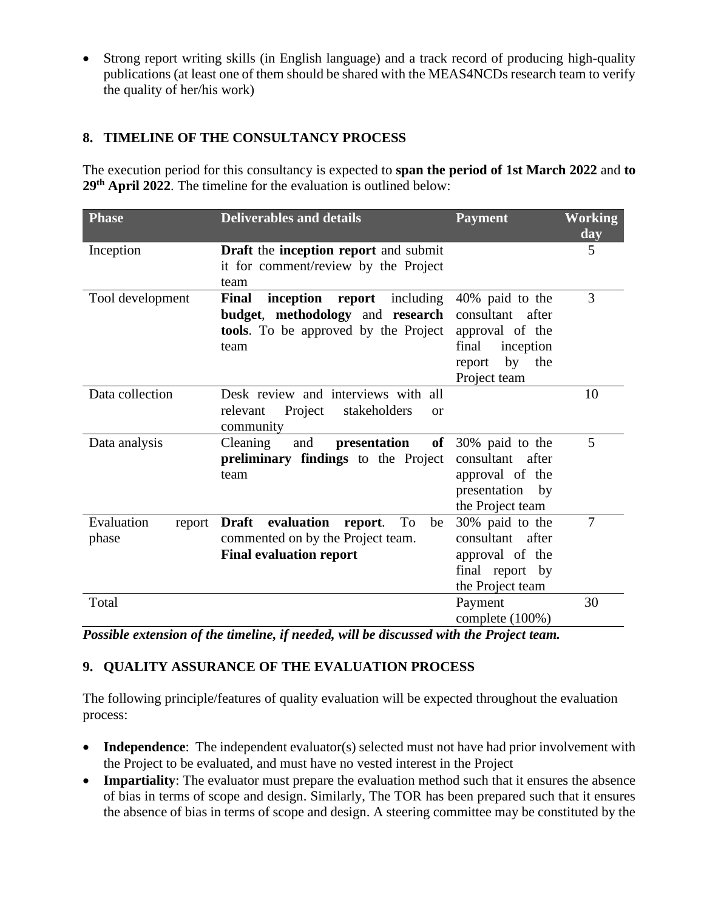- Strong report writing skills (in English language) and a track record of producing high-quality publications (at least one of them should be shared with the MEAS4NCDs research team to verify the quality of her/his work)

## 8. TIMELINE OF THE CONSULTANCY PROCESS

The execution period for this consultancy is expected to **span the period of 1st March 2022** and **to 29th April 2022**. The timeline for the evaluation is outlined below:

| Phase | Deliverables and details | Payment | Working day |
|---|---|---|---|
| Inception | **Draft** the **inception report** and submit it for comment/review by the Project team | | 5 |
| Tool development | **Final inception report** including **budget**, **methodology** and **research tools**. To be approved by the Project team | 40% paid to the consultant after approval of the final inception report by the Project team | 3 |
| Data collection | Desk review and interviews with all relevant Project stakeholders or community | | 10 |
| Data analysis | Cleaning and **presentation of preliminary findings** to the Project team | 30% paid to the consultant after approval of the presentation by the Project team | 5 |
| Evaluation report phase | **Draft evaluation report**. To be commented on by the Project team. **Final evaluation report** | 30% paid to the consultant after approval of the final report by the Project team | 7 |
| Total | | Payment complete (100%) | 30 |

***Possible extension of the timeline, if needed, will be discussed with the Project team.***

## 9. QUALITY ASSURANCE OF THE EVALUATION PROCESS

The following principle/features of quality evaluation will be expected throughout the evaluation process:

- **Independence**: The independent evaluator(s) selected must not have had prior involvement with the Project to be evaluated, and must have no vested interest in the Project
- **Impartiality**: The evaluator must prepare the evaluation method such that it ensures the absence of bias in terms of scope and design. Similarly, The TOR has been prepared such that it ensures the absence of bias in terms of scope and design. A steering committee may be constituted by the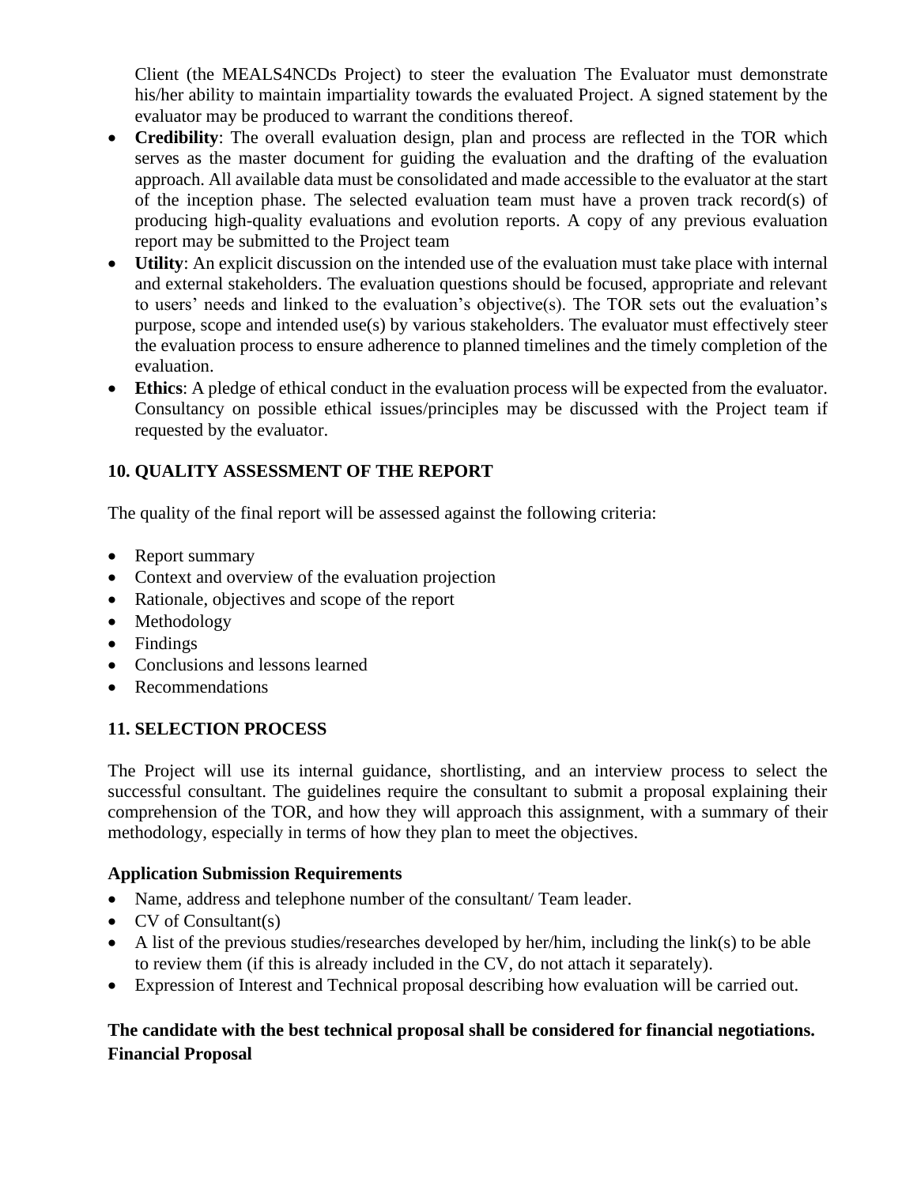Client (the MEALS4NCDs Project) to steer the evaluation The Evaluator must demonstrate his/her ability to maintain impartiality towards the evaluated Project. A signed statement by the evaluator may be produced to warrant the conditions thereof.

- **Credibility**: The overall evaluation design, plan and process are reflected in the TOR which serves as the master document for guiding the evaluation and the drafting of the evaluation approach. All available data must be consolidated and made accessible to the evaluator at the start of the inception phase. The selected evaluation team must have a proven track record(s) of producing high-quality evaluations and evolution reports. A copy of any previous evaluation report may be submitted to the Project team
- **Utility**: An explicit discussion on the intended use of the evaluation must take place with internal and external stakeholders. The evaluation questions should be focused, appropriate and relevant to users' needs and linked to the evaluation's objective(s). The TOR sets out the evaluation's purpose, scope and intended use(s) by various stakeholders. The evaluator must effectively steer the evaluation process to ensure adherence to planned timelines and the timely completion of the evaluation.
- **Ethics**: A pledge of ethical conduct in the evaluation process will be expected from the evaluator. Consultancy on possible ethical issues/principles may be discussed with the Project team if requested by the evaluator.

## 10. QUALITY ASSESSMENT OF THE REPORT

The quality of the final report will be assessed against the following criteria:

- Report summary
- Context and overview of the evaluation projection
- Rationale, objectives and scope of the report
- Methodology
- Findings
- Conclusions and lessons learned
- Recommendations

## 11. SELECTION PROCESS

The Project will use its internal guidance, shortlisting, and an interview process to select the successful consultant. The guidelines require the consultant to submit a proposal explaining their comprehension of the TOR, and how they will approach this assignment, with a summary of their methodology, especially in terms of how they plan to meet the objectives.

**Application Submission Requirements**

- Name, address and telephone number of the consultant/ Team leader.
- CV of Consultant(s)
- A list of the previous studies/researches developed by her/him, including the link(s) to be able to review them (if this is already included in the CV, do not attach it separately).
- Expression of Interest and Technical proposal describing how evaluation will be carried out.

**The candidate with the best technical proposal shall be considered for financial negotiations.**
**Financial Proposal**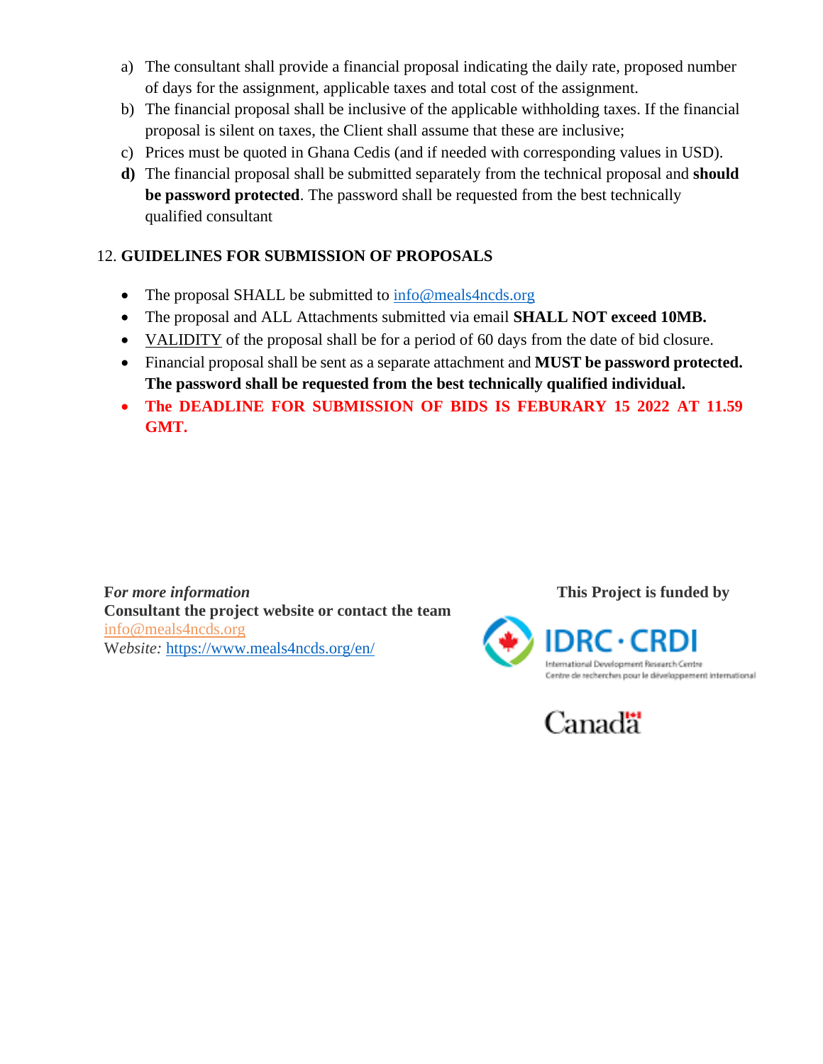a) The consultant shall provide a financial proposal indicating the daily rate, proposed number of days for the assignment, applicable taxes and total cost of the assignment.
b) The financial proposal shall be inclusive of the applicable withholding taxes. If the financial proposal is silent on taxes, the Client shall assume that these are inclusive;
c) Prices must be quoted in Ghana Cedis (and if needed with corresponding values in USD).
**d)** The financial proposal shall be submitted separately from the technical proposal and **should be password protected**. The password shall be requested from the best technically qualified consultant

## 12. GUIDELINES FOR SUBMISSION OF PROPOSALS

- The proposal SHALL be submitted to info@meals4ncds.org
- The proposal and ALL Attachments submitted via email **SHALL NOT exceed 10MB.**
- VALIDITY of the proposal shall be for a period of 60 days from the date of bid closure.
- Financial proposal shall be sent as a separate attachment and **MUST be password protected. The password shall be requested from the best technically qualified individual.**
- **The DEADLINE FOR SUBMISSION OF BIDS IS FEBURARY 15 2022 AT 11.59 GMT.**

***For more information***
**Consultant the project website or contact the team**
info@meals4ncds.org
*Website:* https://www.meals4ncds.org/en/

**This Project is funded by**

IDRC · CRDI
International Development Research Centre
Centre de recherches pour le développement international

Canada